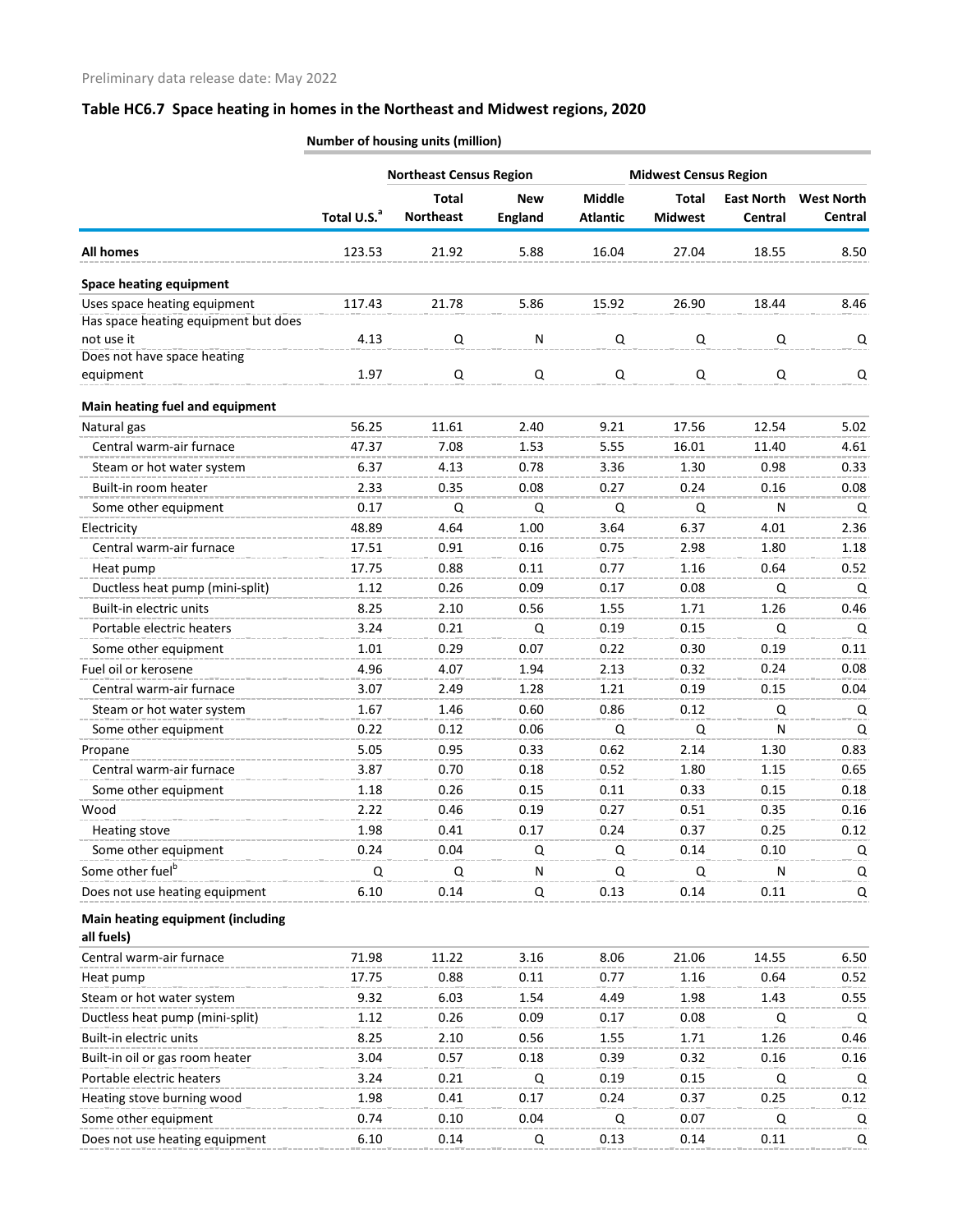Preliminary data release date: May 2022

## Table HC6.7 Space heating in homes in the Northeast and Midwest regions, 2020

| | Number of housing units (million) | | | | | | |
|---|---|---|---|---|---|---|---|
| | | Northeast Census Region | | | Midwest Census Region | | |
| | Total U.S.[a] | Total Northeast | New England | Middle Atlantic | Total Midwest | East North Central | West North Central |
| **All homes** | 123.53 | 21.92 | 5.88 | 16.04 | 27.04 | 18.55 | 8.50 |
| **Space heating equipment** | | | | | | | |
| Uses space heating equipment | 117.43 | 21.78 | 5.86 | 15.92 | 26.90 | 18.44 | 8.46 |
| Has space heating equipment but does not use it | 4.13 | Q | N | Q | Q | Q | Q |
| Does not have space heating equipment | 1.97 | Q | Q | Q | Q | Q | Q |
| **Main heating fuel and equipment** | | | | | | | |
| Natural gas | 56.25 | 11.61 | 2.40 | 9.21 | 17.56 | 12.54 | 5.02 |
| Central warm-air furnace | 47.37 | 7.08 | 1.53 | 5.55 | 16.01 | 11.40 | 4.61 |
| Steam or hot water system | 6.37 | 4.13 | 0.78 | 3.36 | 1.30 | 0.98 | 0.33 |
| Built-in room heater | 2.33 | 0.35 | 0.08 | 0.27 | 0.24 | 0.16 | 0.08 |
| Some other equipment | 0.17 | Q | Q | Q | Q | N | Q |
| Electricity | 48.89 | 4.64 | 1.00 | 3.64 | 6.37 | 4.01 | 2.36 |
| Central warm-air furnace | 17.51 | 0.91 | 0.16 | 0.75 | 2.98 | 1.80 | 1.18 |
| Heat pump | 17.75 | 0.88 | 0.11 | 0.77 | 1.16 | 0.64 | 0.52 |
| Ductless heat pump (mini-split) | 1.12 | 0.26 | 0.09 | 0.17 | 0.08 | Q | Q |
| Built-in electric units | 8.25 | 2.10 | 0.56 | 1.55 | 1.71 | 1.26 | 0.46 |
| Portable electric heaters | 3.24 | 0.21 | Q | 0.19 | 0.15 | Q | Q |
| Some other equipment | 1.01 | 0.29 | 0.07 | 0.22 | 0.30 | 0.19 | 0.11 |
| Fuel oil or kerosene | 4.96 | 4.07 | 1.94 | 2.13 | 0.32 | 0.24 | 0.08 |
| Central warm-air furnace | 3.07 | 2.49 | 1.28 | 1.21 | 0.19 | 0.15 | 0.04 |
| Steam or hot water system | 1.67 | 1.46 | 0.60 | 0.86 | 0.12 | Q | Q |
| Some other equipment | 0.22 | 0.12 | 0.06 | Q | Q | N | Q |
| Propane | 5.05 | 0.95 | 0.33 | 0.62 | 2.14 | 1.30 | 0.83 |
| Central warm-air furnace | 3.87 | 0.70 | 0.18 | 0.52 | 1.80 | 1.15 | 0.65 |
| Some other equipment | 1.18 | 0.26 | 0.15 | 0.11 | 0.33 | 0.15 | 0.18 |
| Wood | 2.22 | 0.46 | 0.19 | 0.27 | 0.51 | 0.35 | 0.16 |
| Heating stove | 1.98 | 0.41 | 0.17 | 0.24 | 0.37 | 0.25 | 0.12 |
| Some other equipment | 0.24 | 0.04 | Q | Q | 0.14 | 0.10 | Q |
| Some other fuel[b] | Q | Q | N | Q | Q | N | Q |
| Does not use heating equipment | 6.10 | 0.14 | Q | 0.13 | 0.14 | 0.11 | Q |
| **Main heating equipment (including all fuels)** | | | | | | | |
| Central warm-air furnace | 71.98 | 11.22 | 3.16 | 8.06 | 21.06 | 14.55 | 6.50 |
| Heat pump | 17.75 | 0.88 | 0.11 | 0.77 | 1.16 | 0.64 | 0.52 |
| Steam or hot water system | 9.32 | 6.03 | 1.54 | 4.49 | 1.98 | 1.43 | 0.55 |
| Ductless heat pump (mini-split) | 1.12 | 0.26 | 0.09 | 0.17 | 0.08 | Q | Q |
| Built-in electric units | 8.25 | 2.10 | 0.56 | 1.55 | 1.71 | 1.26 | 0.46 |
| Built-in oil or gas room heater | 3.04 | 0.57 | 0.18 | 0.39 | 0.32 | 0.16 | 0.16 |
| Portable electric heaters | 3.24 | 0.21 | Q | 0.19 | 0.15 | Q | Q |
| Heating stove burning wood | 1.98 | 0.41 | 0.17 | 0.24 | 0.37 | 0.25 | 0.12 |
| Some other equipment | 0.74 | 0.10 | 0.04 | Q | 0.07 | Q | Q |
| Does not use heating equipment | 6.10 | 0.14 | Q | 0.13 | 0.14 | 0.11 | Q |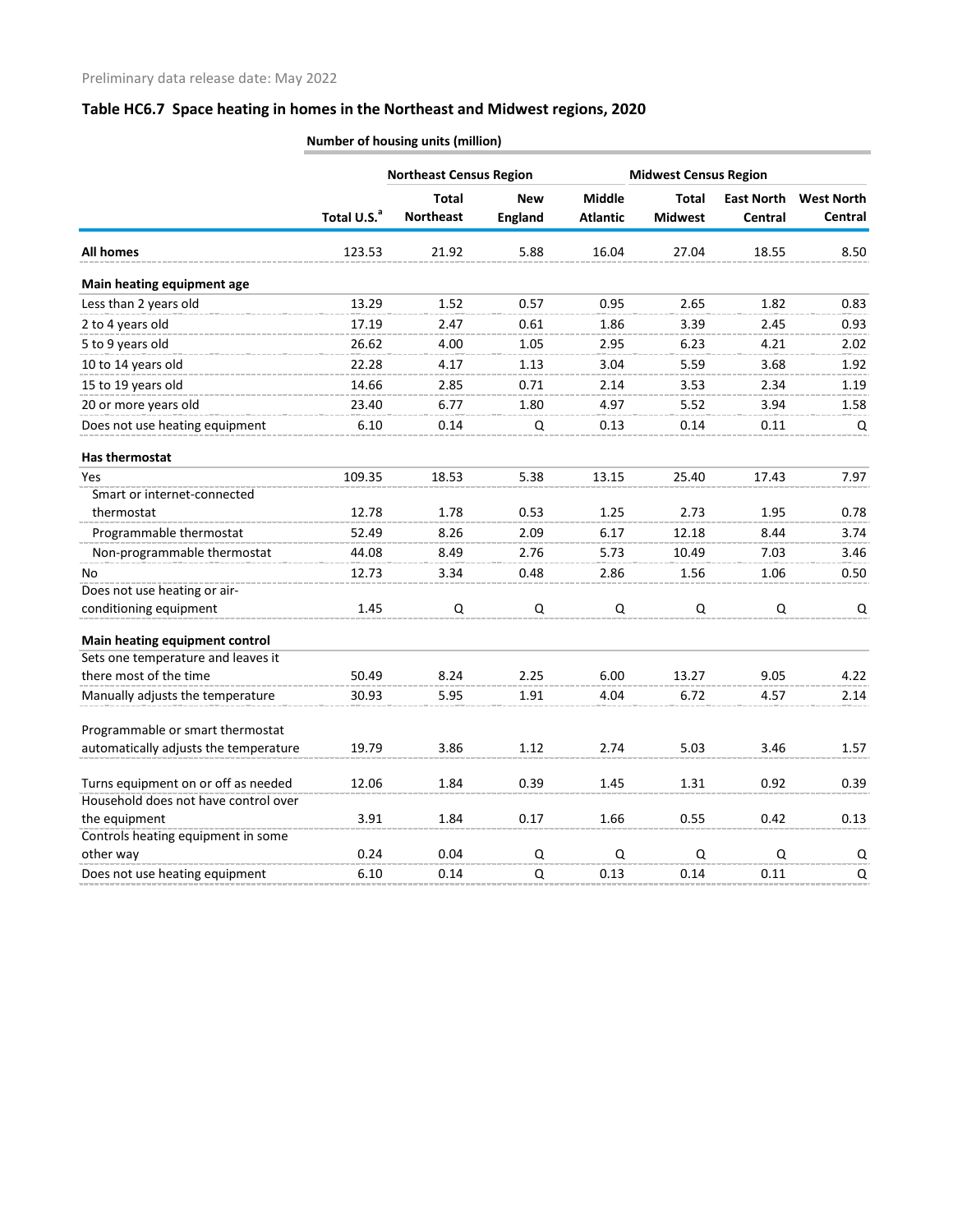Preliminary data release date: May 2022

## Table HC6.7 Space heating in homes in the Northeast and Midwest regions, 2020

Number of housing units (million)

| | | Northeast Census Region | | | Midwest Census Region | | |
|---|---|---|---|---|---|---|---|
| | Total U.S.[a] | Total Northeast | New England | Middle Atlantic | Total Midwest | East North Central | West North Central |
| **All homes** | 123.53 | 21.92 | 5.88 | 16.04 | 27.04 | 18.55 | 8.50 |
| **Main heating equipment age** | | | | | | | |
| Less than 2 years old | 13.29 | 1.52 | 0.57 | 0.95 | 2.65 | 1.82 | 0.83 |
| 2 to 4 years old | 17.19 | 2.47 | 0.61 | 1.86 | 3.39 | 2.45 | 0.93 |
| 5 to 9 years old | 26.62 | 4.00 | 1.05 | 2.95 | 6.23 | 4.21 | 2.02 |
| 10 to 14 years old | 22.28 | 4.17 | 1.13 | 3.04 | 5.59 | 3.68 | 1.92 |
| 15 to 19 years old | 14.66 | 2.85 | 0.71 | 2.14 | 3.53 | 2.34 | 1.19 |
| 20 or more years old | 23.40 | 6.77 | 1.80 | 4.97 | 5.52 | 3.94 | 1.58 |
| Does not use heating equipment | 6.10 | 0.14 | Q | 0.13 | 0.14 | 0.11 | Q |
| **Has thermostat** | | | | | | | |
| Yes | 109.35 | 18.53 | 5.38 | 13.15 | 25.40 | 17.43 | 7.97 |
| Smart or internet-connected thermostat | 12.78 | 1.78 | 0.53 | 1.25 | 2.73 | 1.95 | 0.78 |
| Programmable thermostat | 52.49 | 8.26 | 2.09 | 6.17 | 12.18 | 8.44 | 3.74 |
| Non-programmable thermostat | 44.08 | 8.49 | 2.76 | 5.73 | 10.49 | 7.03 | 3.46 |
| No | 12.73 | 3.34 | 0.48 | 2.86 | 1.56 | 1.06 | 0.50 |
| Does not use heating or air-conditioning equipment | 1.45 | Q | Q | Q | Q | Q | Q |
| **Main heating equipment control** | | | | | | | |
| Sets one temperature and leaves it there most of the time | 50.49 | 8.24 | 2.25 | 6.00 | 13.27 | 9.05 | 4.22 |
| Manually adjusts the temperature | 30.93 | 5.95 | 1.91 | 4.04 | 6.72 | 4.57 | 2.14 |
| Programmable or smart thermostat automatically adjusts the temperature | 19.79 | 3.86 | 1.12 | 2.74 | 5.03 | 3.46 | 1.57 |
| Turns equipment on or off as needed | 12.06 | 1.84 | 0.39 | 1.45 | 1.31 | 0.92 | 0.39 |
| Household does not have control over the equipment | 3.91 | 1.84 | 0.17 | 1.66 | 0.55 | 0.42 | 0.13 |
| Controls heating equipment in some other way | 0.24 | 0.04 | Q | Q | Q | Q | Q |
| Does not use heating equipment | 6.10 | 0.14 | Q | 0.13 | 0.14 | 0.11 | Q |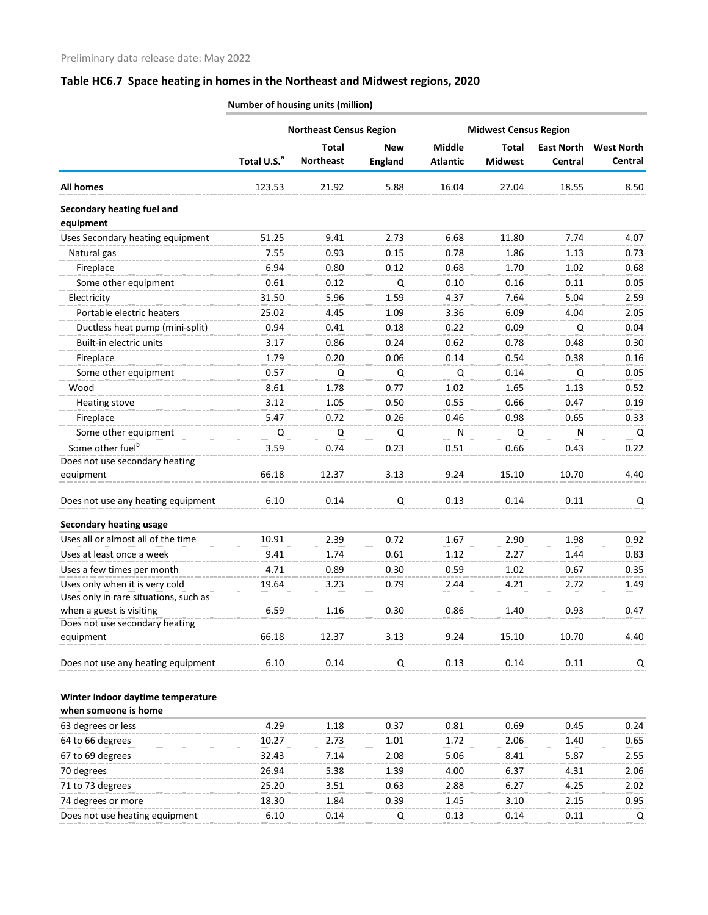Preliminary data release date: May 2022

## Table HC6.7 Space heating in homes in the Northeast and Midwest regions, 2020

| | Number of housing units (million) | | | | | | |
|---|---|---|---|---|---|---|---|
| | | Northeast Census Region | | | Midwest Census Region | | |
| | Total U.S.[a] | Total Northeast | New England | Middle Atlantic | Total Midwest | East North Central | West North Central |
| **All homes** | 123.53 | 21.92 | 5.88 | 16.04 | 27.04 | 18.55 | 8.50 |
| **Secondary heating fuel and equipment** | | | | | | | |
| Uses Secondary heating equipment | 51.25 | 9.41 | 2.73 | 6.68 | 11.80 | 7.74 | 4.07 |
| Natural gas | 7.55 | 0.93 | 0.15 | 0.78 | 1.86 | 1.13 | 0.73 |
| Fireplace | 6.94 | 0.80 | 0.12 | 0.68 | 1.70 | 1.02 | 0.68 |
| Some other equipment | 0.61 | 0.12 | Q | 0.10 | 0.16 | 0.11 | 0.05 |
| Electricity | 31.50 | 5.96 | 1.59 | 4.37 | 7.64 | 5.04 | 2.59 |
| Portable electric heaters | 25.02 | 4.45 | 1.09 | 3.36 | 6.09 | 4.04 | 2.05 |
| Ductless heat pump (mini-split) | 0.94 | 0.41 | 0.18 | 0.22 | 0.09 | Q | 0.04 |
| Built-in electric units | 3.17 | 0.86 | 0.24 | 0.62 | 0.78 | 0.48 | 0.30 |
| Fireplace | 1.79 | 0.20 | 0.06 | 0.14 | 0.54 | 0.38 | 0.16 |
| Some other equipment | 0.57 | Q | Q | Q | 0.14 | Q | 0.05 |
| Wood | 8.61 | 1.78 | 0.77 | 1.02 | 1.65 | 1.13 | 0.52 |
| Heating stove | 3.12 | 1.05 | 0.50 | 0.55 | 0.66 | 0.47 | 0.19 |
| Fireplace | 5.47 | 0.72 | 0.26 | 0.46 | 0.98 | 0.65 | 0.33 |
| Some other equipment | Q | Q | Q | N | Q | N | Q |
| Some other fuel[b] | 3.59 | 0.74 | 0.23 | 0.51 | 0.66 | 0.43 | 0.22 |
| Does not use secondary heating equipment | 66.18 | 12.37 | 3.13 | 9.24 | 15.10 | 10.70 | 4.40 |
| Does not use any heating equipment | 6.10 | 0.14 | Q | 0.13 | 0.14 | 0.11 | Q |
| **Secondary heating usage** | | | | | | | |
| Uses all or almost all of the time | 10.91 | 2.39 | 0.72 | 1.67 | 2.90 | 1.98 | 0.92 |
| Uses at least once a week | 9.41 | 1.74 | 0.61 | 1.12 | 2.27 | 1.44 | 0.83 |
| Uses a few times per month | 4.71 | 0.89 | 0.30 | 0.59 | 1.02 | 0.67 | 0.35 |
| Uses only when it is very cold | 19.64 | 3.23 | 0.79 | 2.44 | 4.21 | 2.72 | 1.49 |
| Uses only in rare situations, such as when a guest is visiting | 6.59 | 1.16 | 0.30 | 0.86 | 1.40 | 0.93 | 0.47 |
| Does not use secondary heating equipment | 66.18 | 12.37 | 3.13 | 9.24 | 15.10 | 10.70 | 4.40 |
| Does not use any heating equipment | 6.10 | 0.14 | Q | 0.13 | 0.14 | 0.11 | Q |
| **Winter indoor daytime temperature when someone is home** | | | | | | | |
| 63 degrees or less | 4.29 | 1.18 | 0.37 | 0.81 | 0.69 | 0.45 | 0.24 |
| 64 to 66 degrees | 10.27 | 2.73 | 1.01 | 1.72 | 2.06 | 1.40 | 0.65 |
| 67 to 69 degrees | 32.43 | 7.14 | 2.08 | 5.06 | 8.41 | 5.87 | 2.55 |
| 70 degrees | 26.94 | 5.38 | 1.39 | 4.00 | 6.37 | 4.31 | 2.06 |
| 71 to 73 degrees | 25.20 | 3.51 | 0.63 | 2.88 | 6.27 | 4.25 | 2.02 |
| 74 degrees or more | 18.30 | 1.84 | 0.39 | 1.45 | 3.10 | 2.15 | 0.95 |
| Does not use heating equipment | 6.10 | 0.14 | Q | 0.13 | 0.14 | 0.11 | Q |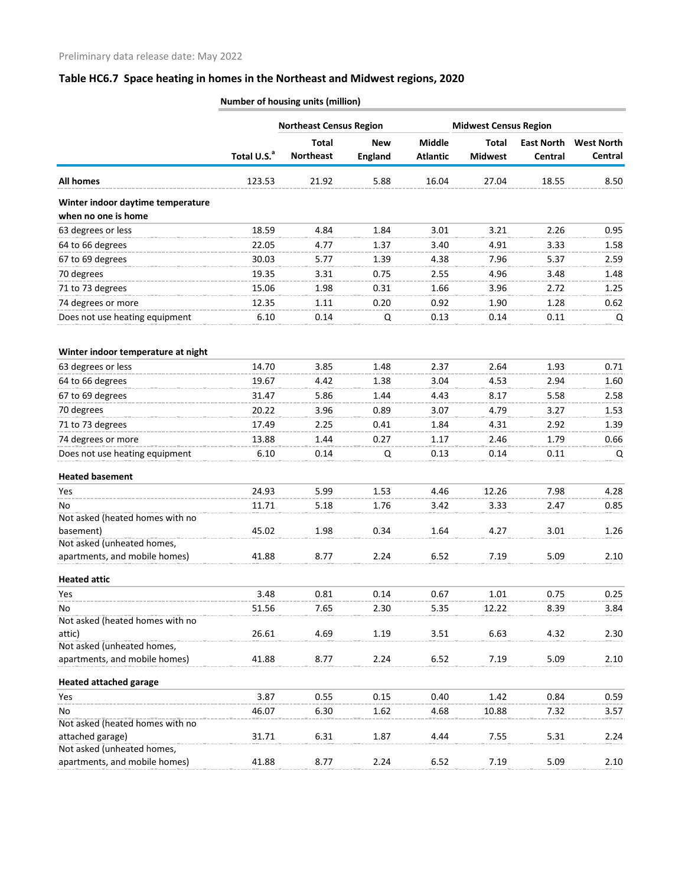Preliminary data release date: May 2022

## Table HC6.7 Space heating in homes in the Northeast and Midwest regions, 2020

| | Number of housing units (million) | | | | | | |
|---|---|---|---|---|---|---|---|
| | | Northeast Census Region | | | Midwest Census Region | | |
| | Total U.S.[a] | Total Northeast | New England | Middle Atlantic | Total Midwest | East North Central | West North Central |
| **All homes** | 123.53 | 21.92 | 5.88 | 16.04 | 27.04 | 18.55 | 8.50 |
| **Winter indoor daytime temperature when no one is home** | | | | | | | |
| 63 degrees or less | 18.59 | 4.84 | 1.84 | 3.01 | 3.21 | 2.26 | 0.95 |
| 64 to 66 degrees | 22.05 | 4.77 | 1.37 | 3.40 | 4.91 | 3.33 | 1.58 |
| 67 to 69 degrees | 30.03 | 5.77 | 1.39 | 4.38 | 7.96 | 5.37 | 2.59 |
| 70 degrees | 19.35 | 3.31 | 0.75 | 2.55 | 4.96 | 3.48 | 1.48 |
| 71 to 73 degrees | 15.06 | 1.98 | 0.31 | 1.66 | 3.96 | 2.72 | 1.25 |
| 74 degrees or more | 12.35 | 1.11 | 0.20 | 0.92 | 1.90 | 1.28 | 0.62 |
| Does not use heating equipment | 6.10 | 0.14 | Q | 0.13 | 0.14 | 0.11 | Q |
| **Winter indoor temperature at night** | | | | | | | |
| 63 degrees or less | 14.70 | 3.85 | 1.48 | 2.37 | 2.64 | 1.93 | 0.71 |
| 64 to 66 degrees | 19.67 | 4.42 | 1.38 | 3.04 | 4.53 | 2.94 | 1.60 |
| 67 to 69 degrees | 31.47 | 5.86 | 1.44 | 4.43 | 8.17 | 5.58 | 2.58 |
| 70 degrees | 20.22 | 3.96 | 0.89 | 3.07 | 4.79 | 3.27 | 1.53 |
| 71 to 73 degrees | 17.49 | 2.25 | 0.41 | 1.84 | 4.31 | 2.92 | 1.39 |
| 74 degrees or more | 13.88 | 1.44 | 0.27 | 1.17 | 2.46 | 1.79 | 0.66 |
| Does not use heating equipment | 6.10 | 0.14 | Q | 0.13 | 0.14 | 0.11 | Q |
| **Heated basement** | | | | | | | |
| Yes | 24.93 | 5.99 | 1.53 | 4.46 | 12.26 | 7.98 | 4.28 |
| No | 11.71 | 5.18 | 1.76 | 3.42 | 3.33 | 2.47 | 0.85 |
| Not asked (heated homes with no basement) | 45.02 | 1.98 | 0.34 | 1.64 | 4.27 | 3.01 | 1.26 |
| Not asked (unheated homes, apartments, and mobile homes) | 41.88 | 8.77 | 2.24 | 6.52 | 7.19 | 5.09 | 2.10 |
| **Heated attic** | | | | | | | |
| Yes | 3.48 | 0.81 | 0.14 | 0.67 | 1.01 | 0.75 | 0.25 |
| No | 51.56 | 7.65 | 2.30 | 5.35 | 12.22 | 8.39 | 3.84 |
| Not asked (heated homes with no attic) | 26.61 | 4.69 | 1.19 | 3.51 | 6.63 | 4.32 | 2.30 |
| Not asked (unheated homes, apartments, and mobile homes) | 41.88 | 8.77 | 2.24 | 6.52 | 7.19 | 5.09 | 2.10 |
| **Heated attached garage** | | | | | | | |
| Yes | 3.87 | 0.55 | 0.15 | 0.40 | 1.42 | 0.84 | 0.59 |
| No | 46.07 | 6.30 | 1.62 | 4.68 | 10.88 | 7.32 | 3.57 |
| Not asked (heated homes with no attached garage) | 31.71 | 6.31 | 1.87 | 4.44 | 7.55 | 5.31 | 2.24 |
| Not asked (unheated homes, apartments, and mobile homes) | 41.88 | 8.77 | 2.24 | 6.52 | 7.19 | 5.09 | 2.10 |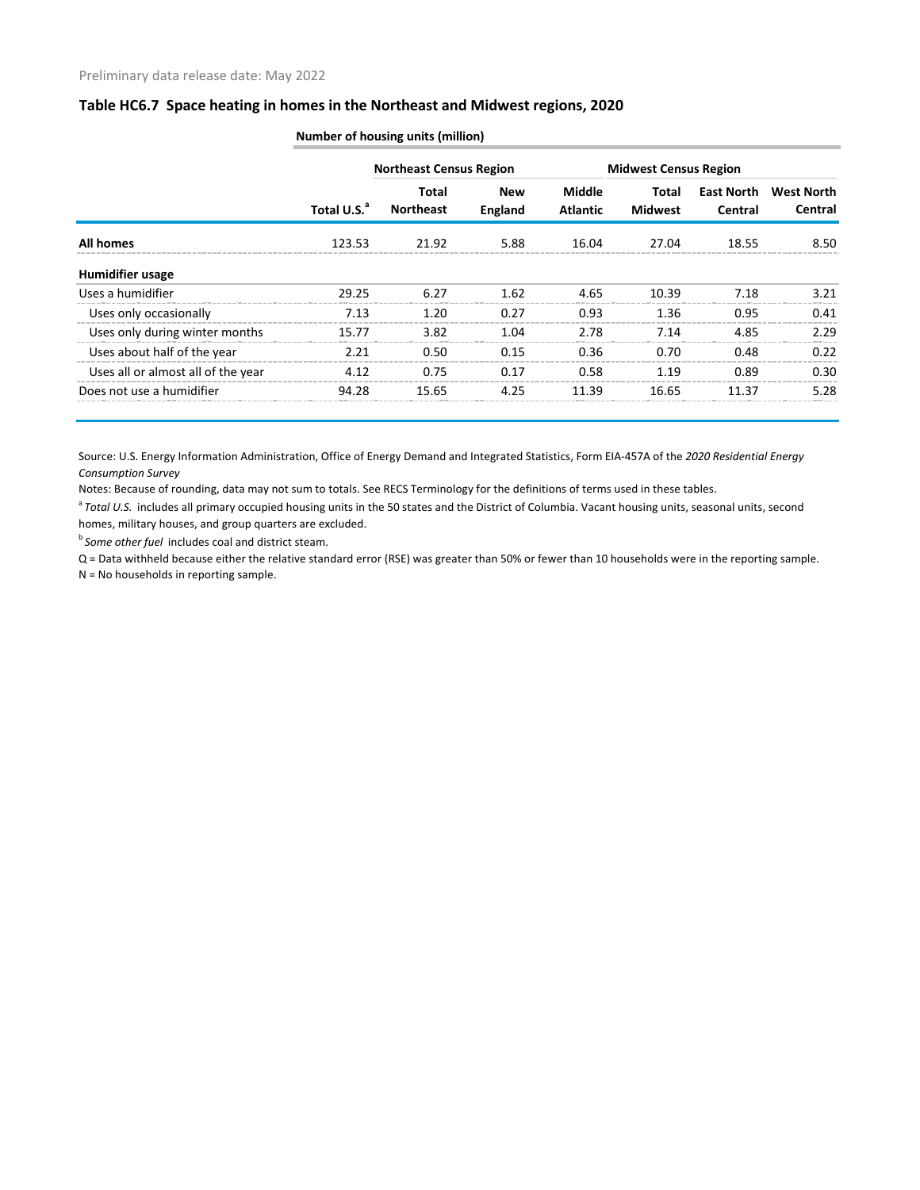Preliminary data release date: May 2022

## Table HC6.7 Space heating in homes in the Northeast and Midwest regions, 2020

| | Number of housing units (million) | | | | | | |
|---|---|---|---|---|---|---|---|
| | | Northeast Census Region | | | Midwest Census Region | | |
| | Total U.S.[a] | Total Northeast | New England | Middle Atlantic | Total Midwest | East North Central | West North Central |
| **All homes** | 123.53 | 21.92 | 5.88 | 16.04 | 27.04 | 18.55 | 8.50 |
| **Humidifier usage** | | | | | | | |
| Uses a humidifier | 29.25 | 6.27 | 1.62 | 4.65 | 10.39 | 7.18 | 3.21 |
| Uses only occasionally | 7.13 | 1.20 | 0.27 | 0.93 | 1.36 | 0.95 | 0.41 |
| Uses only during winter months | 15.77 | 3.82 | 1.04 | 2.78 | 7.14 | 4.85 | 2.29 |
| Uses about half of the year | 2.21 | 0.50 | 0.15 | 0.36 | 0.70 | 0.48 | 0.22 |
| Uses all or almost all of the year | 4.12 | 0.75 | 0.17 | 0.58 | 1.19 | 0.89 | 0.30 |
| Does not use a humidifier | 94.28 | 15.65 | 4.25 | 11.39 | 16.65 | 11.37 | 5.28 |

Source: U.S. Energy Information Administration, Office of Energy Demand and Integrated Statistics, Form EIA-457A of the *2020 Residential Energy Consumption Survey*

Notes: Because of rounding, data may not sum to totals. See RECS Terminology for the definitions of terms used in these tables.

[a] *Total U.S.* includes all primary occupied housing units in the 50 states and the District of Columbia. Vacant housing units, seasonal units, second homes, military houses, and group quarters are excluded.

[b] *Some other fuel* includes coal and district steam.

Q = Data withheld because either the relative standard error (RSE) was greater than 50% or fewer than 10 households were in the reporting sample.

N = No households in reporting sample.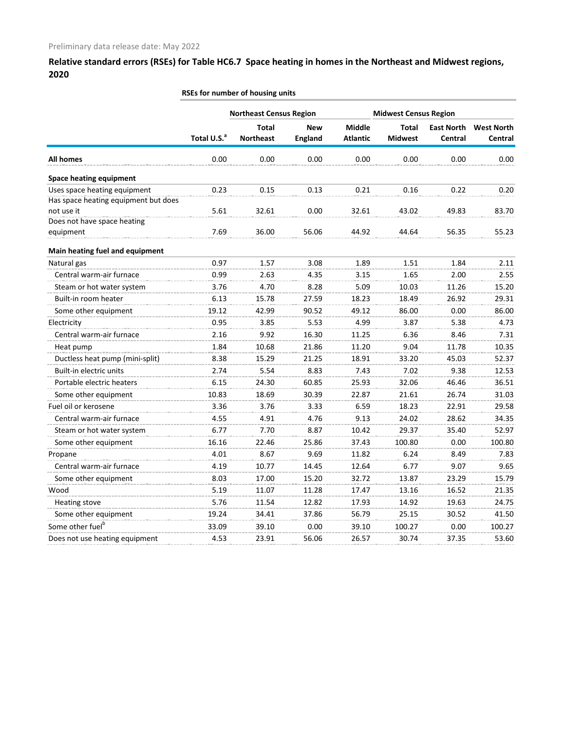Preliminary data release date: May 2022

## Relative standard errors (RSEs) for Table HC6.7 Space heating in homes in the Northeast and Midwest regions, 2020

| | RSEs for number of housing units | | | | | | |
|---|---|---|---|---|---|---|---|
| | | Northeast Census Region | | | Midwest Census Region | | |
| | Total U.S.[a] | Total Northeast | New England | Middle Atlantic | Total Midwest | East North Central | West North Central |
| **All homes** | 0.00 | 0.00 | 0.00 | 0.00 | 0.00 | 0.00 | 0.00 |
| **Space heating equipment** | | | | | | | |
| Uses space heating equipment | 0.23 | 0.15 | 0.13 | 0.21 | 0.16 | 0.22 | 0.20 |
| Has space heating equipment but does not use it | 5.61 | 32.61 | 0.00 | 32.61 | 43.02 | 49.83 | 83.70 |
| Does not have space heating equipment | 7.69 | 36.00 | 56.06 | 44.92 | 44.64 | 56.35 | 55.23 |
| **Main heating fuel and equipment** | | | | | | | |
| Natural gas | 0.97 | 1.57 | 3.08 | 1.89 | 1.51 | 1.84 | 2.11 |
| Central warm-air furnace | 0.99 | 2.63 | 4.35 | 3.15 | 1.65 | 2.00 | 2.55 |
| Steam or hot water system | 3.76 | 4.70 | 8.28 | 5.09 | 10.03 | 11.26 | 15.20 |
| Built-in room heater | 6.13 | 15.78 | 27.59 | 18.23 | 18.49 | 26.92 | 29.31 |
| Some other equipment | 19.12 | 42.99 | 90.52 | 49.12 | 86.00 | 0.00 | 86.00 |
| Electricity | 0.95 | 3.85 | 5.53 | 4.99 | 3.87 | 5.38 | 4.73 |
| Central warm-air furnace | 2.16 | 9.92 | 16.30 | 11.25 | 6.36 | 8.46 | 7.31 |
| Heat pump | 1.84 | 10.68 | 21.86 | 11.20 | 9.04 | 11.78 | 10.35 |
| Ductless heat pump (mini-split) | 8.38 | 15.29 | 21.25 | 18.91 | 33.20 | 45.03 | 52.37 |
| Built-in electric units | 2.74 | 5.54 | 8.83 | 7.43 | 7.02 | 9.38 | 12.53 |
| Portable electric heaters | 6.15 | 24.30 | 60.85 | 25.93 | 32.06 | 46.46 | 36.51 |
| Some other equipment | 10.83 | 18.69 | 30.39 | 22.87 | 21.61 | 26.74 | 31.03 |
| Fuel oil or kerosene | 3.36 | 3.76 | 3.33 | 6.59 | 18.23 | 22.91 | 29.58 |
| Central warm-air furnace | 4.55 | 4.91 | 4.76 | 9.13 | 24.02 | 28.62 | 34.35 |
| Steam or hot water system | 6.77 | 7.70 | 8.87 | 10.42 | 29.37 | 35.40 | 52.97 |
| Some other equipment | 16.16 | 22.46 | 25.86 | 37.43 | 100.80 | 0.00 | 100.80 |
| Propane | 4.01 | 8.67 | 9.69 | 11.82 | 6.24 | 8.49 | 7.83 |
| Central warm-air furnace | 4.19 | 10.77 | 14.45 | 12.64 | 6.77 | 9.07 | 9.65 |
| Some other equipment | 8.03 | 17.00 | 15.20 | 32.72 | 13.87 | 23.29 | 15.79 |
| Wood | 5.19 | 11.07 | 11.28 | 17.47 | 13.16 | 16.52 | 21.35 |
| Heating stove | 5.76 | 11.54 | 12.82 | 17.93 | 14.92 | 19.63 | 24.75 |
| Some other equipment | 19.24 | 34.41 | 37.86 | 56.79 | 25.15 | 30.52 | 41.50 |
| Some other fuel[b] | 33.09 | 39.10 | 0.00 | 39.10 | 100.27 | 0.00 | 100.27 |
| Does not use heating equipment | 4.53 | 23.91 | 56.06 | 26.57 | 30.74 | 37.35 | 53.60 |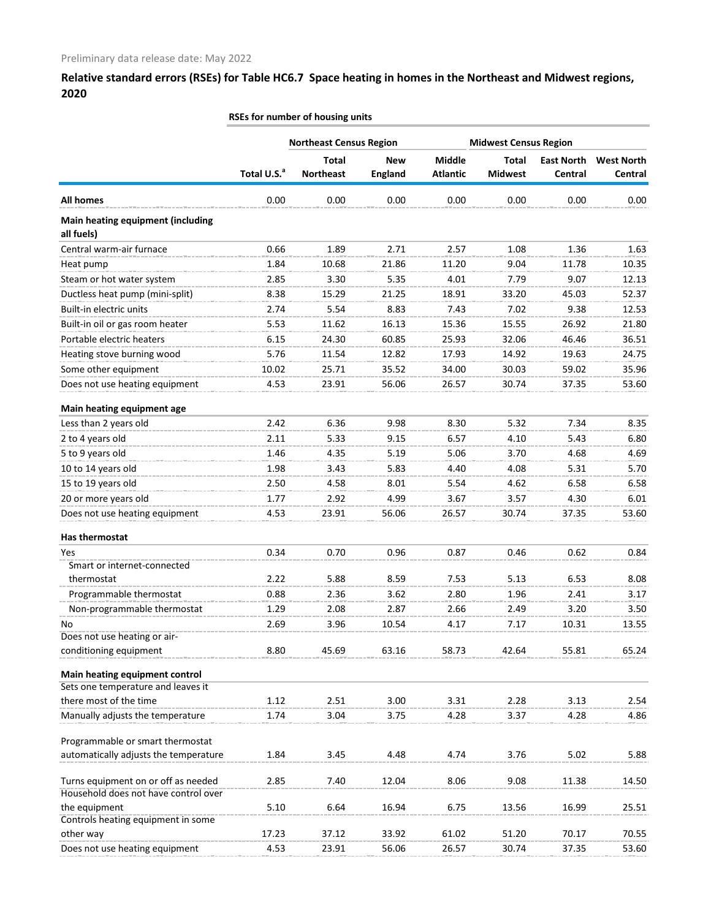Preliminary data release date: May 2022

## Relative standard errors (RSEs) for Table HC6.7 Space heating in homes in the Northeast and Midwest regions, 2020

| | RSEs for number of housing units | | | | | | |
|---|---|---|---|---|---|---|---|
| | | Northeast Census Region | | | Midwest Census Region | | |
| | Total U.S.[a] | Total Northeast | New England | Middle Atlantic | Total Midwest | East North Central | West North Central |
| **All homes** | 0.00 | 0.00 | 0.00 | 0.00 | 0.00 | 0.00 | 0.00 |
| **Main heating equipment (including all fuels)** | | | | | | | |
| Central warm-air furnace | 0.66 | 1.89 | 2.71 | 2.57 | 1.08 | 1.36 | 1.63 |
| Heat pump | 1.84 | 10.68 | 21.86 | 11.20 | 9.04 | 11.78 | 10.35 |
| Steam or hot water system | 2.85 | 3.30 | 5.35 | 4.01 | 7.79 | 9.07 | 12.13 |
| Ductless heat pump (mini-split) | 8.38 | 15.29 | 21.25 | 18.91 | 33.20 | 45.03 | 52.37 |
| Built-in electric units | 2.74 | 5.54 | 8.83 | 7.43 | 7.02 | 9.38 | 12.53 |
| Built-in oil or gas room heater | 5.53 | 11.62 | 16.13 | 15.36 | 15.55 | 26.92 | 21.80 |
| Portable electric heaters | 6.15 | 24.30 | 60.85 | 25.93 | 32.06 | 46.46 | 36.51 |
| Heating stove burning wood | 5.76 | 11.54 | 12.82 | 17.93 | 14.92 | 19.63 | 24.75 |
| Some other equipment | 10.02 | 25.71 | 35.52 | 34.00 | 30.03 | 59.02 | 35.96 |
| Does not use heating equipment | 4.53 | 23.91 | 56.06 | 26.57 | 30.74 | 37.35 | 53.60 |
| **Main heating equipment age** | | | | | | | |
| Less than 2 years old | 2.42 | 6.36 | 9.98 | 8.30 | 5.32 | 7.34 | 8.35 |
| 2 to 4 years old | 2.11 | 5.33 | 9.15 | 6.57 | 4.10 | 5.43 | 6.80 |
| 5 to 9 years old | 1.46 | 4.35 | 5.19 | 5.06 | 3.70 | 4.68 | 4.69 |
| 10 to 14 years old | 1.98 | 3.43 | 5.83 | 4.40 | 4.08 | 5.31 | 5.70 |
| 15 to 19 years old | 2.50 | 4.58 | 8.01 | 5.54 | 4.62 | 6.58 | 6.58 |
| 20 or more years old | 1.77 | 2.92 | 4.99 | 3.67 | 3.57 | 4.30 | 6.01 |
| Does not use heating equipment | 4.53 | 23.91 | 56.06 | 26.57 | 30.74 | 37.35 | 53.60 |
| **Has thermostat** | | | | | | | |
| Yes | 0.34 | 0.70 | 0.96 | 0.87 | 0.46 | 0.62 | 0.84 |
| Smart or internet-connected thermostat | 2.22 | 5.88 | 8.59 | 7.53 | 5.13 | 6.53 | 8.08 |
| Programmable thermostat | 0.88 | 2.36 | 3.62 | 2.80 | 1.96 | 2.41 | 3.17 |
| Non-programmable thermostat | 1.29 | 2.08 | 2.87 | 2.66 | 2.49 | 3.20 | 3.50 |
| No | 2.69 | 3.96 | 10.54 | 4.17 | 7.17 | 10.31 | 13.55 |
| Does not use heating or air-conditioning equipment | 8.80 | 45.69 | 63.16 | 58.73 | 42.64 | 55.81 | 65.24 |
| **Main heating equipment control** | | | | | | | |
| Sets one temperature and leaves it there most of the time | 1.12 | 2.51 | 3.00 | 3.31 | 2.28 | 3.13 | 2.54 |
| Manually adjusts the temperature | 1.74 | 3.04 | 3.75 | 4.28 | 3.37 | 4.28 | 4.86 |
| Programmable or smart thermostat automatically adjusts the temperature | 1.84 | 3.45 | 4.48 | 4.74 | 3.76 | 5.02 | 5.88 |
| Turns equipment on or off as needed | 2.85 | 7.40 | 12.04 | 8.06 | 9.08 | 11.38 | 14.50 |
| Household does not have control over the equipment | 5.10 | 6.64 | 16.94 | 6.75 | 13.56 | 16.99 | 25.51 |
| Controls heating equipment in some other way | 17.23 | 37.12 | 33.92 | 61.02 | 51.20 | 70.17 | 70.55 |
| Does not use heating equipment | 4.53 | 23.91 | 56.06 | 26.57 | 30.74 | 37.35 | 53.60 |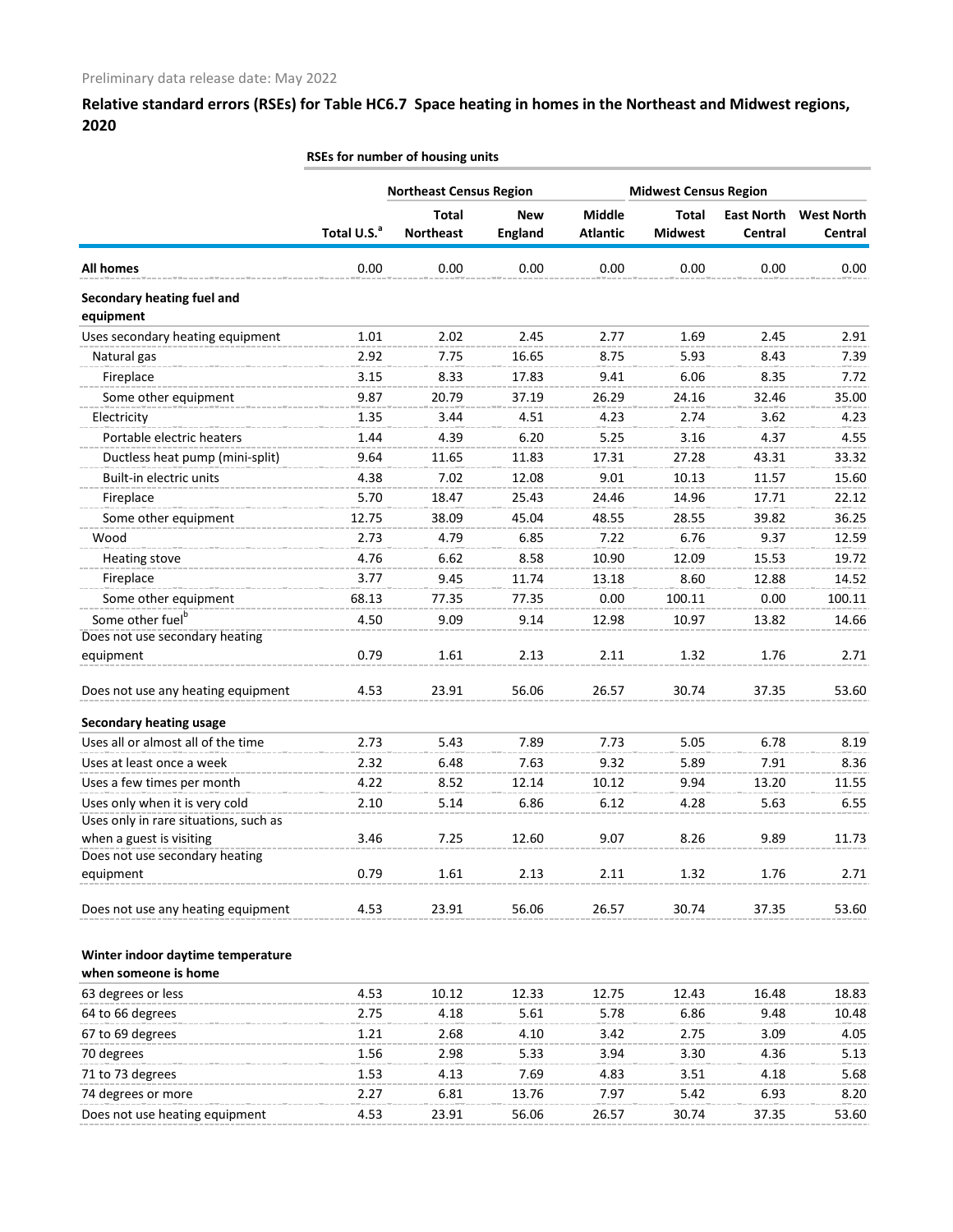Preliminary data release date: May 2022

## Relative standard errors (RSEs) for Table HC6.7 Space heating in homes in the Northeast and Midwest regions, 2020

| | RSEs for number of housing units | | | | | | |
|---|---|---|---|---|---|---|---|
| | | Northeast Census Region | | | Midwest Census Region | | |
| | Total U.S.[a] | Total Northeast | New England | Middle Atlantic | Total Midwest | East North Central | West North Central |
| **All homes** | 0.00 | 0.00 | 0.00 | 0.00 | 0.00 | 0.00 | 0.00 |
| **Secondary heating fuel and equipment** | | | | | | | |
| Uses secondary heating equipment | 1.01 | 2.02 | 2.45 | 2.77 | 1.69 | 2.45 | 2.91 |
| Natural gas | 2.92 | 7.75 | 16.65 | 8.75 | 5.93 | 8.43 | 7.39 |
| Fireplace | 3.15 | 8.33 | 17.83 | 9.41 | 6.06 | 8.35 | 7.72 |
| Some other equipment | 9.87 | 20.79 | 37.19 | 26.29 | 24.16 | 32.46 | 35.00 |
| Electricity | 1.35 | 3.44 | 4.51 | 4.23 | 2.74 | 3.62 | 4.23 |
| Portable electric heaters | 1.44 | 4.39 | 6.20 | 5.25 | 3.16 | 4.37 | 4.55 |
| Ductless heat pump (mini-split) | 9.64 | 11.65 | 11.83 | 17.31 | 27.28 | 43.31 | 33.32 |
| Built-in electric units | 4.38 | 7.02 | 12.08 | 9.01 | 10.13 | 11.57 | 15.60 |
| Fireplace | 5.70 | 18.47 | 25.43 | 24.46 | 14.96 | 17.71 | 22.12 |
| Some other equipment | 12.75 | 38.09 | 45.04 | 48.55 | 28.55 | 39.82 | 36.25 |
| Wood | 2.73 | 4.79 | 6.85 | 7.22 | 6.76 | 9.37 | 12.59 |
| Heating stove | 4.76 | 6.62 | 8.58 | 10.90 | 12.09 | 15.53 | 19.72 |
| Fireplace | 3.77 | 9.45 | 11.74 | 13.18 | 8.60 | 12.88 | 14.52 |
| Some other equipment | 68.13 | 77.35 | 77.35 | 0.00 | 100.11 | 0.00 | 100.11 |
| Some other fuel[b] | 4.50 | 9.09 | 9.14 | 12.98 | 10.97 | 13.82 | 14.66 |
| Does not use secondary heating equipment | 0.79 | 1.61 | 2.13 | 2.11 | 1.32 | 1.76 | 2.71 |
| Does not use any heating equipment | 4.53 | 23.91 | 56.06 | 26.57 | 30.74 | 37.35 | 53.60 |
| **Secondary heating usage** | | | | | | | |
| Uses all or almost all of the time | 2.73 | 5.43 | 7.89 | 7.73 | 5.05 | 6.78 | 8.19 |
| Uses at least once a week | 2.32 | 6.48 | 7.63 | 9.32 | 5.89 | 7.91 | 8.36 |
| Uses a few times per month | 4.22 | 8.52 | 12.14 | 10.12 | 9.94 | 13.20 | 11.55 |
| Uses only when it is very cold | 2.10 | 5.14 | 6.86 | 6.12 | 4.28 | 5.63 | 6.55 |
| Uses only in rare situations, such as when a guest is visiting | 3.46 | 7.25 | 12.60 | 9.07 | 8.26 | 9.89 | 11.73 |
| Does not use secondary heating equipment | 0.79 | 1.61 | 2.13 | 2.11 | 1.32 | 1.76 | 2.71 |
| Does not use any heating equipment | 4.53 | 23.91 | 56.06 | 26.57 | 30.74 | 37.35 | 53.60 |
| **Winter indoor daytime temperature when someone is home** | | | | | | | |
| 63 degrees or less | 4.53 | 10.12 | 12.33 | 12.75 | 12.43 | 16.48 | 18.83 |
| 64 to 66 degrees | 2.75 | 4.18 | 5.61 | 5.78 | 6.86 | 9.48 | 10.48 |
| 67 to 69 degrees | 1.21 | 2.68 | 4.10 | 3.42 | 2.75 | 3.09 | 4.05 |
| 70 degrees | 1.56 | 2.98 | 5.33 | 3.94 | 3.30 | 4.36 | 5.13 |
| 71 to 73 degrees | 1.53 | 4.13 | 7.69 | 4.83 | 3.51 | 4.18 | 5.68 |
| 74 degrees or more | 2.27 | 6.81 | 13.76 | 7.97 | 5.42 | 6.93 | 8.20 |
| Does not use heating equipment | 4.53 | 23.91 | 56.06 | 26.57 | 30.74 | 37.35 | 53.60 |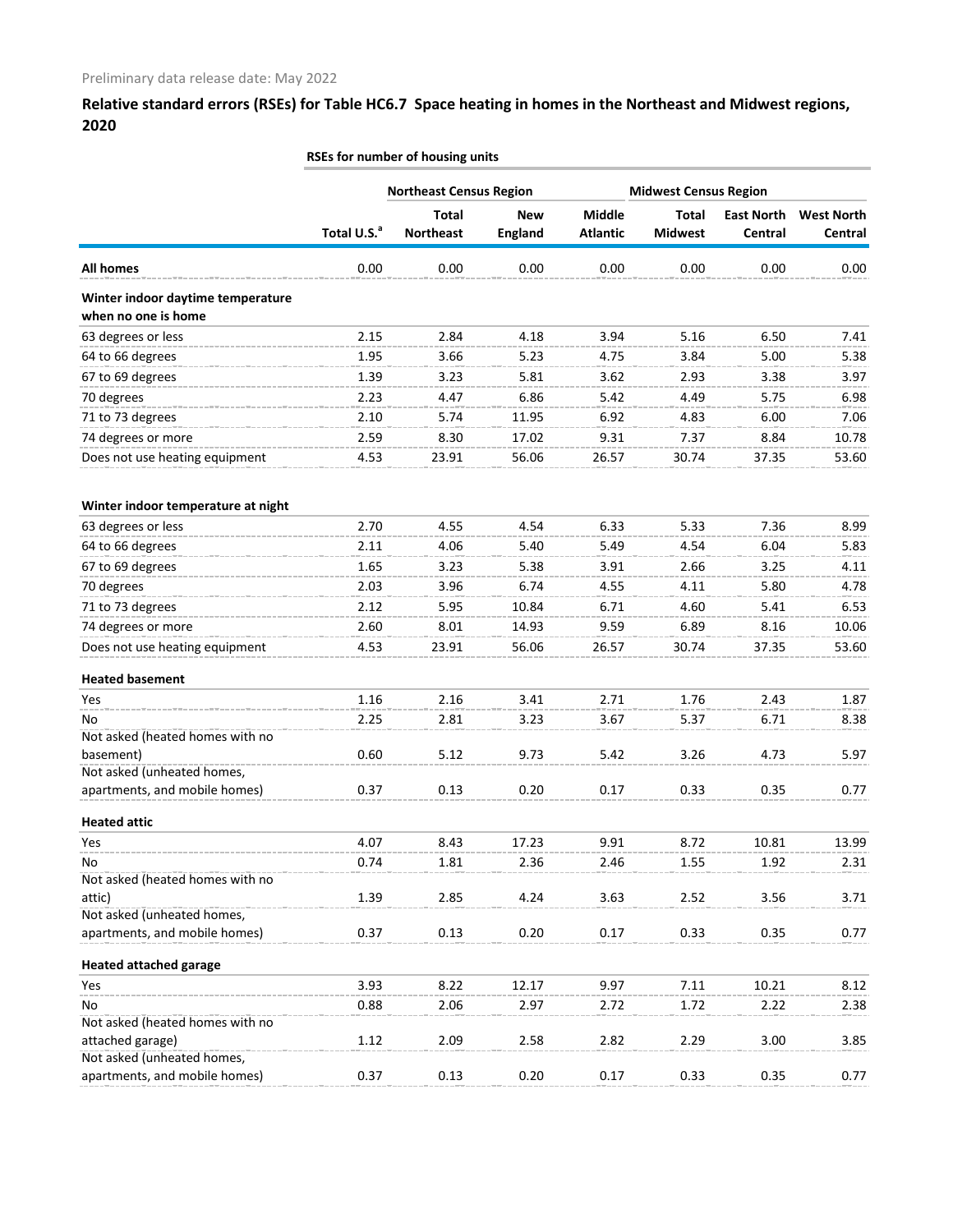Preliminary data release date: May 2022

## Relative standard errors (RSEs) for Table HC6.7 Space heating in homes in the Northeast and Midwest regions, 2020

| | RSEs for number of housing units | | | | | | |
|---|---|---|---|---|---|---|---|
| | | Northeast Census Region | | | Midwest Census Region | | |
| | Total U.S.[a] | Total Northeast | New England | Middle Atlantic | Total Midwest | East North Central | West North Central |
| **All homes** | 0.00 | 0.00 | 0.00 | 0.00 | 0.00 | 0.00 | 0.00 |
| **Winter indoor daytime temperature when no one is home** | | | | | | | |
| 63 degrees or less | 2.15 | 2.84 | 4.18 | 3.94 | 5.16 | 6.50 | 7.41 |
| 64 to 66 degrees | 1.95 | 3.66 | 5.23 | 4.75 | 3.84 | 5.00 | 5.38 |
| 67 to 69 degrees | 1.39 | 3.23 | 5.81 | 3.62 | 2.93 | 3.38 | 3.97 |
| 70 degrees | 2.23 | 4.47 | 6.86 | 5.42 | 4.49 | 5.75 | 6.98 |
| 71 to 73 degrees | 2.10 | 5.74 | 11.95 | 6.92 | 4.83 | 6.00 | 7.06 |
| 74 degrees or more | 2.59 | 8.30 | 17.02 | 9.31 | 7.37 | 8.84 | 10.78 |
| Does not use heating equipment | 4.53 | 23.91 | 56.06 | 26.57 | 30.74 | 37.35 | 53.60 |
| **Winter indoor temperature at night** | | | | | | | |
| 63 degrees or less | 2.70 | 4.55 | 4.54 | 6.33 | 5.33 | 7.36 | 8.99 |
| 64 to 66 degrees | 2.11 | 4.06 | 5.40 | 5.49 | 4.54 | 6.04 | 5.83 |
| 67 to 69 degrees | 1.65 | 3.23 | 5.38 | 3.91 | 2.66 | 3.25 | 4.11 |
| 70 degrees | 2.03 | 3.96 | 6.74 | 4.55 | 4.11 | 5.80 | 4.78 |
| 71 to 73 degrees | 2.12 | 5.95 | 10.84 | 6.71 | 4.60 | 5.41 | 6.53 |
| 74 degrees or more | 2.60 | 8.01 | 14.93 | 9.59 | 6.89 | 8.16 | 10.06 |
| Does not use heating equipment | 4.53 | 23.91 | 56.06 | 26.57 | 30.74 | 37.35 | 53.60 |
| **Heated basement** | | | | | | | |
| Yes | 1.16 | 2.16 | 3.41 | 2.71 | 1.76 | 2.43 | 1.87 |
| No | 2.25 | 2.81 | 3.23 | 3.67 | 5.37 | 6.71 | 8.38 |
| Not asked (heated homes with no basement) | 0.60 | 5.12 | 9.73 | 5.42 | 3.26 | 4.73 | 5.97 |
| Not asked (unheated homes, apartments, and mobile homes) | 0.37 | 0.13 | 0.20 | 0.17 | 0.33 | 0.35 | 0.77 |
| **Heated attic** | | | | | | | |
| Yes | 4.07 | 8.43 | 17.23 | 9.91 | 8.72 | 10.81 | 13.99 |
| No | 0.74 | 1.81 | 2.36 | 2.46 | 1.55 | 1.92 | 2.31 |
| Not asked (heated homes with no attic) | 1.39 | 2.85 | 4.24 | 3.63 | 2.52 | 3.56 | 3.71 |
| Not asked (unheated homes, apartments, and mobile homes) | 0.37 | 0.13 | 0.20 | 0.17 | 0.33 | 0.35 | 0.77 |
| **Heated attached garage** | | | | | | | |
| Yes | 3.93 | 8.22 | 12.17 | 9.97 | 7.11 | 10.21 | 8.12 |
| No | 0.88 | 2.06 | 2.97 | 2.72 | 1.72 | 2.22 | 2.38 |
| Not asked (heated homes with no attached garage) | 1.12 | 2.09 | 2.58 | 2.82 | 2.29 | 3.00 | 3.85 |
| Not asked (unheated homes, apartments, and mobile homes) | 0.37 | 0.13 | 0.20 | 0.17 | 0.33 | 0.35 | 0.77 |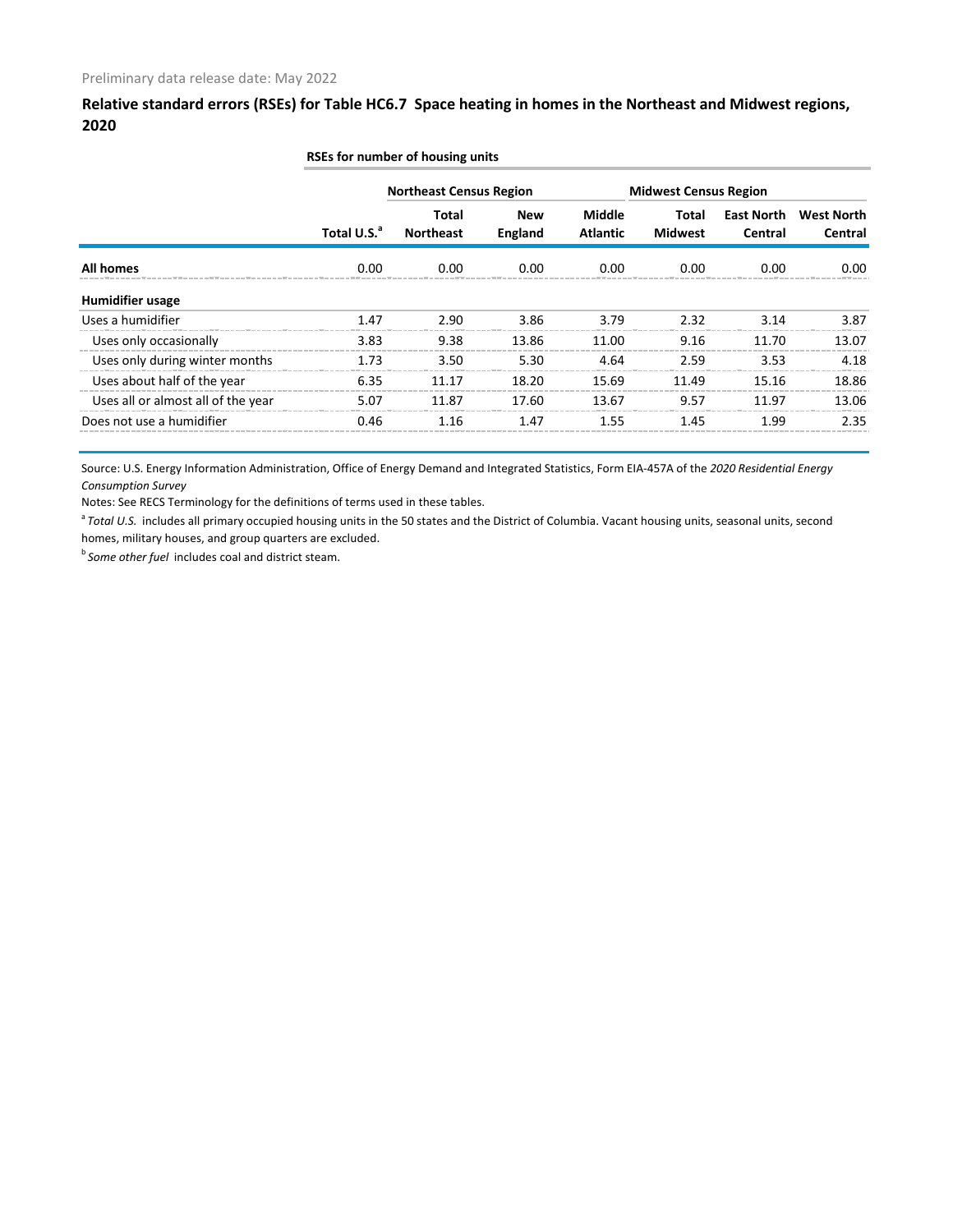Preliminary data release date: May 2022

## Relative standard errors (RSEs) for Table HC6.7 Space heating in homes in the Northeast and Midwest regions, 2020

| | RSEs for number of housing units | | | | | | |
|---|---|---|---|---|---|---|---|
| | | Northeast Census Region | | | Midwest Census Region | | |
| | Total U.S.[a] | Total Northeast | New England | Middle Atlantic | Total Midwest | East North Central | West North Central |
| **All homes** | 0.00 | 0.00 | 0.00 | 0.00 | 0.00 | 0.00 | 0.00 |
| **Humidifier usage** | | | | | | | |
| Uses a humidifier | 1.47 | 2.90 | 3.86 | 3.79 | 2.32 | 3.14 | 3.87 |
| Uses only occasionally | 3.83 | 9.38 | 13.86 | 11.00 | 9.16 | 11.70 | 13.07 |
| Uses only during winter months | 1.73 | 3.50 | 5.30 | 4.64 | 2.59 | 3.53 | 4.18 |
| Uses about half of the year | 6.35 | 11.17 | 18.20 | 15.69 | 11.49 | 15.16 | 18.86 |
| Uses all or almost all of the year | 5.07 | 11.87 | 17.60 | 13.67 | 9.57 | 11.97 | 13.06 |
| Does not use a humidifier | 0.46 | 1.16 | 1.47 | 1.55 | 1.45 | 1.99 | 2.35 |

Source: U.S. Energy Information Administration, Office of Energy Demand and Integrated Statistics, Form EIA-457A of the *2020 Residential Energy Consumption Survey*

Notes: See RECS Terminology for the definitions of terms used in these tables.

[a] *Total U.S.* includes all primary occupied housing units in the 50 states and the District of Columbia. Vacant housing units, seasonal units, second homes, military houses, and group quarters are excluded.

[b] *Some other fuel* includes coal and district steam.